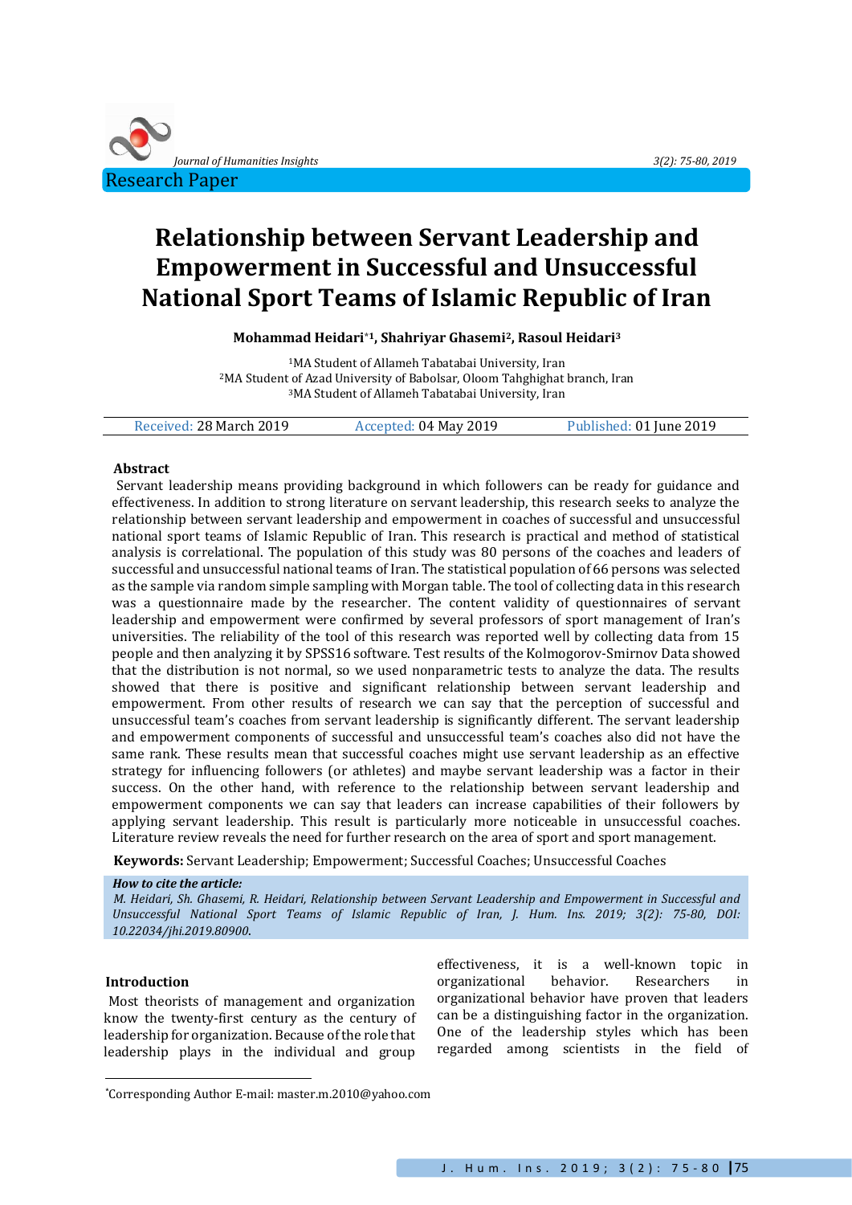Research Paper

# Relationship between Servant Leadership and Empowerment in Successful and Unsuccessful National Sport Teams of Islamic Republic of Iran

**Mohammad Heidari*[1], Shahriyar Ghasemi[2], Rasoul Heidari[3]**

[1]MA Student of Allameh Tabatabai University, Iran
[2]MA Student of Azad University of Babolsar, Oloom Tahghighat branch, Iran
[3]MA Student of Allameh Tabatabai University, Iran

| Received: 28 March 2019 | Accepted: 04 May 2019 | Published: 01 June 2019 |
|---|---|---|

## Abstract

Servant leadership means providing background in which followers can be ready for guidance and effectiveness. In addition to strong literature on servant leadership, this research seeks to analyze the relationship between servant leadership and empowerment in coaches of successful and unsuccessful national sport teams of Islamic Republic of Iran. This research is practical and method of statistical analysis is correlational. The population of this study was 80 persons of the coaches and leaders of successful and unsuccessful national teams of Iran. The statistical population of 66 persons was selected as the sample via random simple sampling with Morgan table. The tool of collecting data in this research was a questionnaire made by the researcher. The content validity of questionnaires of servant leadership and empowerment were confirmed by several professors of sport management of Iran's universities. The reliability of the tool of this research was reported well by collecting data from 15 people and then analyzing it by SPSS16 software. Test results of the Kolmogorov-Smirnov Data showed that the distribution is not normal, so we used nonparametric tests to analyze the data. The results showed that there is positive and significant relationship between servant leadership and empowerment. From other results of research we can say that the perception of successful and unsuccessful team's coaches from servant leadership is significantly different. The servant leadership and empowerment components of successful and unsuccessful team's coaches also did not have the same rank. These results mean that successful coaches might use servant leadership as an effective strategy for influencing followers (or athletes) and maybe servant leadership was a factor in their success. On the other hand, with reference to the relationship between servant leadership and empowerment components we can say that leaders can increase capabilities of their followers by applying servant leadership. This result is particularly more noticeable in unsuccessful coaches. Literature review reveals the need for further research on the area of sport and sport management.

**Keywords:** Servant Leadership; Empowerment; Successful Coaches; Unsuccessful Coaches

***How to cite the article:***
*M. Heidari, Sh. Ghasemi, R. Heidari, Relationship between Servant Leadership and Empowerment in Successful and Unsuccessful National Sport Teams of Islamic Republic of Iran, J. Hum. Ins. 2019; 3(2): 75-80, DOI: 10.22034/jhi.2019.80900.*

## Introduction

Most theorists of management and organization know the twenty-first century as the century of leadership for organization. Because of the role that leadership plays in the individual and group effectiveness, it is a well-known topic in organizational behavior. Researchers in organizational behavior have proven that leaders can be a distinguishing factor in the organization. One of the leadership styles which has been regarded among scientists in the field of

*Corresponding Author E-mail: master.m.2010@yahoo.com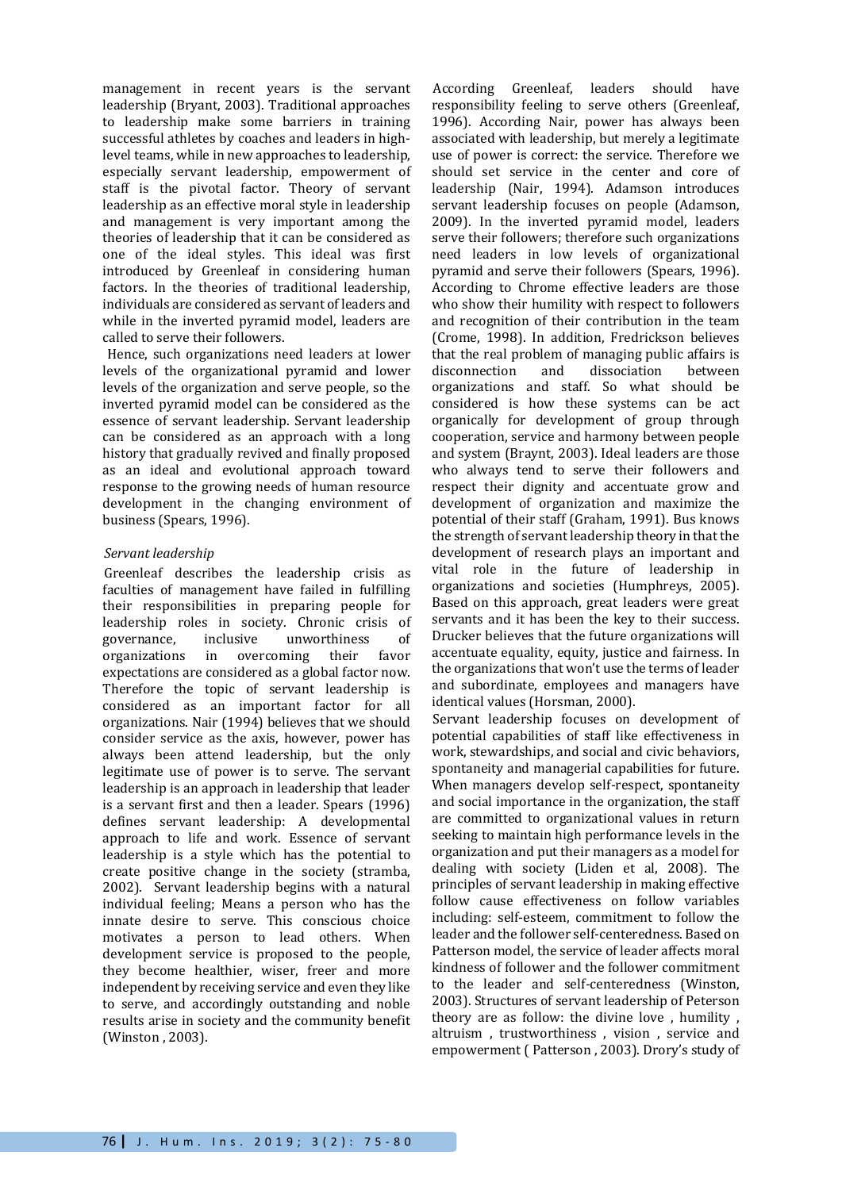management in recent years is the servant leadership (Bryant, 2003). Traditional approaches to leadership make some barriers in training successful athletes by coaches and leaders in high-level teams, while in new approaches to leadership, especially servant leadership, empowerment of staff is the pivotal factor. Theory of servant leadership as an effective moral style in leadership and management is very important among the theories of leadership that it can be considered as one of the ideal styles. This ideal was first introduced by Greenleaf in considering human factors. In the theories of traditional leadership, individuals are considered as servant of leaders and while in the inverted pyramid model, leaders are called to serve their followers.

Hence, such organizations need leaders at lower levels of the organizational pyramid and lower levels of the organization and serve people, so the inverted pyramid model can be considered as the essence of servant leadership. Servant leadership can be considered as an approach with a long history that gradually revived and finally proposed as an ideal and evolutional approach toward response to the growing needs of human resource development in the changing environment of business (Spears, 1996).

### *Servant leadership*

Greenleaf describes the leadership crisis as faculties of management have failed in fulfilling their responsibilities in preparing people for leadership roles in society. Chronic crisis of governance, inclusive unworthiness of organizations in overcoming their favor expectations are considered as a global factor now. Therefore the topic of servant leadership is considered as an important factor for all organizations. Nair (1994) believes that we should consider service as the axis, however, power has always been attend leadership, but the only legitimate use of power is to serve. The servant leadership is an approach in leadership that leader is a servant first and then a leader. Spears (1996) defines servant leadership: A developmental approach to life and work. Essence of servant leadership is a style which has the potential to create positive change in the society (stramba, 2002). Servant leadership begins with a natural individual feeling; Means a person who has the innate desire to serve. This conscious choice motivates a person to lead others. When development service is proposed to the people, they become healthier, wiser, freer and more independent by receiving service and even they like to serve, and accordingly outstanding and noble results arise in society and the community benefit (Winston , 2003).

According Greenleaf, leaders should have responsibility feeling to serve others (Greenleaf, 1996). According Nair, power has always been associated with leadership, but merely a legitimate use of power is correct: the service. Therefore we should set service in the center and core of leadership (Nair, 1994). Adamson introduces servant leadership focuses on people (Adamson, 2009). In the inverted pyramid model, leaders serve their followers; therefore such organizations need leaders in low levels of organizational pyramid and serve their followers (Spears, 1996). According to Chrome effective leaders are those who show their humility with respect to followers and recognition of their contribution in the team (Crome, 1998). In addition, Fredrickson believes that the real problem of managing public affairs is disconnection and dissociation between organizations and staff. So what should be considered is how these systems can be act organically for development of group through cooperation, service and harmony between people and system (Braynt, 2003). Ideal leaders are those who always tend to serve their followers and respect their dignity and accentuate grow and development of organization and maximize the potential of their staff (Graham, 1991). Bus knows the strength of servant leadership theory in that the development of research plays an important and vital role in the future of leadership in organizations and societies (Humphreys, 2005). Based on this approach, great leaders were great servants and it has been the key to their success. Drucker believes that the future organizations will accentuate equality, equity, justice and fairness. In the organizations that won't use the terms of leader and subordinate, employees and managers have identical values (Horsman, 2000).

Servant leadership focuses on development of potential capabilities of staff like effectiveness in work, stewardships, and social and civic behaviors, spontaneity and managerial capabilities for future. When managers develop self-respect, spontaneity and social importance in the organization, the staff are committed to organizational values in return seeking to maintain high performance levels in the organization and put their managers as a model for dealing with society (Liden et al, 2008). The principles of servant leadership in making effective follow cause effectiveness on follow variables including: self-esteem, commitment to follow the leader and the follower self-centeredness. Based on Patterson model, the service of leader affects moral kindness of follower and the follower commitment to the leader and self-centeredness (Winston, 2003). Structures of servant leadership of Peterson theory are as follow: the divine love , humility , altruism , trustworthiness , vision , service and empowerment ( Patterson , 2003). Drory's study of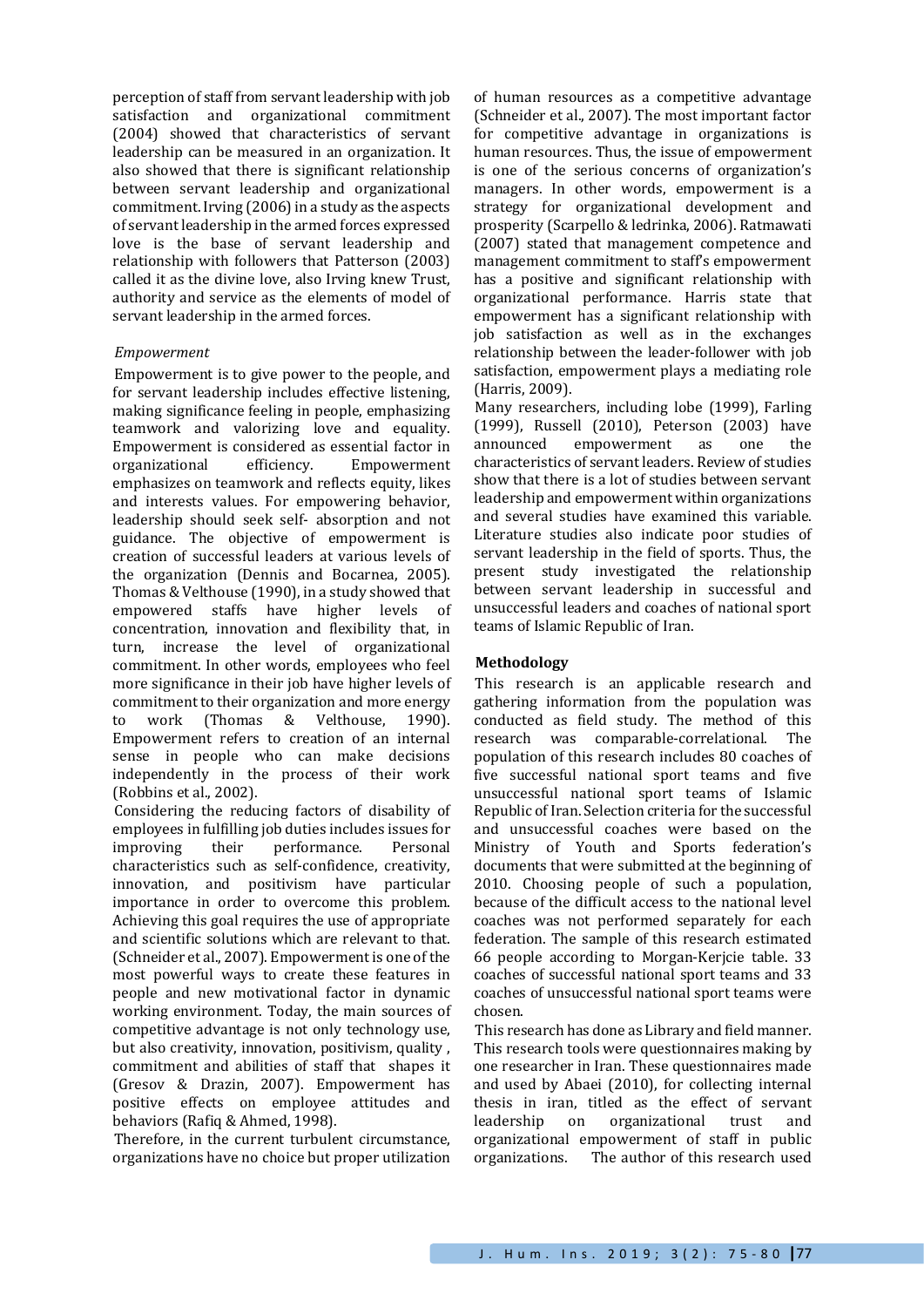perception of staff from servant leadership with job satisfaction and organizational commitment (2004) showed that characteristics of servant leadership can be measured in an organization. It also showed that there is significant relationship between servant leadership and organizational commitment. Irving (2006) in a study as the aspects of servant leadership in the armed forces expressed love is the base of servant leadership and relationship with followers that Patterson (2003) called it as the divine love, also Irving knew Trust, authority and service as the elements of model of servant leadership in the armed forces.

### *Empowerment*

Empowerment is to give power to the people, and for servant leadership includes effective listening, making significance feeling in people, emphasizing teamwork and valorizing love and equality. Empowerment is considered as essential factor in organizational efficiency. Empowerment emphasizes on teamwork and reflects equity, likes and interests values. For empowering behavior, leadership should seek self- absorption and not guidance. The objective of empowerment is creation of successful leaders at various levels of the organization (Dennis and Bocarnea, 2005). Thomas & Velthouse (1990), in a study showed that empowered staffs have higher levels of concentration, innovation and flexibility that, in turn, increase the level of organizational commitment. In other words, employees who feel more significance in their job have higher levels of commitment to their organization and more energy to work (Thomas & Velthouse, 1990). Empowerment refers to creation of an internal sense in people who can make decisions independently in the process of their work (Robbins et al., 2002).

Considering the reducing factors of disability of employees in fulfilling job duties includes issues for improving their performance. Personal characteristics such as self-confidence, creativity, innovation, and positivism have particular importance in order to overcome this problem. Achieving this goal requires the use of appropriate and scientific solutions which are relevant to that. (Schneider et al., 2007). Empowerment is one of the most powerful ways to create these features in people and new motivational factor in dynamic working environment. Today, the main sources of competitive advantage is not only technology use, but also creativity, innovation, positivism, quality , commitment and abilities of staff that shapes it (Gresov & Drazin, 2007). Empowerment has positive effects on employee attitudes and behaviors (Rafiq & Ahmed, 1998).

Therefore, in the current turbulent circumstance, organizations have no choice but proper utilization of human resources as a competitive advantage (Schneider et al., 2007). The most important factor for competitive advantage in organizations is human resources. Thus, the issue of empowerment is one of the serious concerns of organization's managers. In other words, empowerment is a strategy for organizational development and prosperity (Scarpello & ledrinka, 2006). Ratmawati (2007) stated that management competence and management commitment to staff's empowerment has a positive and significant relationship with organizational performance. Harris state that empowerment has a significant relationship with job satisfaction as well as in the exchanges relationship between the leader-follower with job satisfaction, empowerment plays a mediating role (Harris, 2009).

Many researchers, including lobe (1999), Farling (1999), Russell (2010), Peterson (2003) have announced empowerment as one the characteristics of servant leaders. Review of studies show that there is a lot of studies between servant leadership and empowerment within organizations and several studies have examined this variable. Literature studies also indicate poor studies of servant leadership in the field of sports. Thus, the present study investigated the relationship between servant leadership in successful and unsuccessful leaders and coaches of national sport teams of Islamic Republic of Iran.

## Methodology

This research is an applicable research and gathering information from the population was conducted as field study. The method of this research was comparable-correlational. The population of this research includes 80 coaches of five successful national sport teams and five unsuccessful national sport teams of Islamic Republic of Iran. Selection criteria for the successful and unsuccessful coaches were based on the Ministry of Youth and Sports federation's documents that were submitted at the beginning of 2010. Choosing people of such a population, because of the difficult access to the national level coaches was not performed separately for each federation. The sample of this research estimated 66 people according to Morgan-Kerjcie table. 33 coaches of successful national sport teams and 33 coaches of unsuccessful national sport teams were chosen.

This research has done as Library and field manner. This research tools were questionnaires making by one researcher in Iran. These questionnaires made and used by Abaei (2010), for collecting internal thesis in iran, titled as the effect of servant leadership on organizational trust and organizational empowerment of staff in public organizations. The author of this research used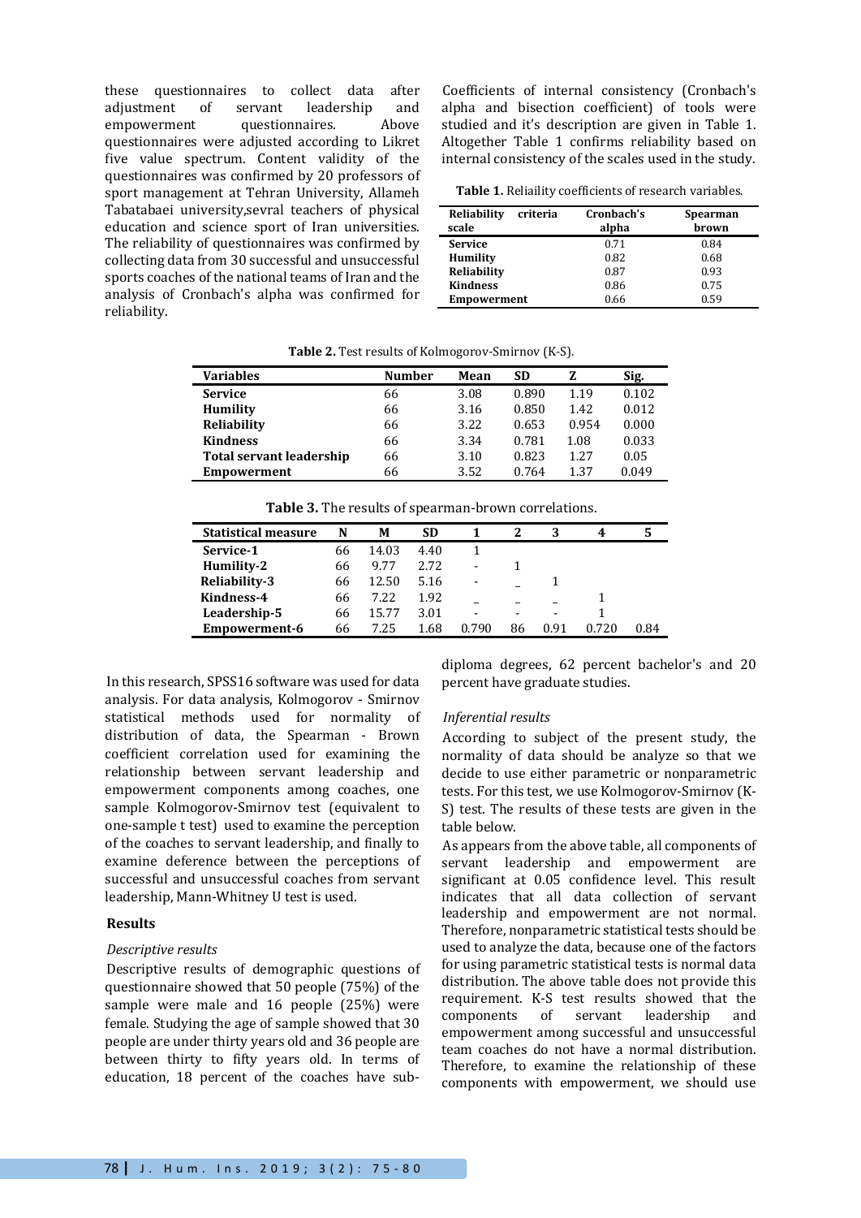these questionnaires to collect data after adjustment of servant leadership and empowerment questionnaires. Above questionnaires were adjusted according to Likret five value spectrum. Content validity of the questionnaires was confirmed by 20 professors of sport management at Tehran University, Allameh Tabatabaei university,sevral teachers of physical education and science sport of Iran universities. The reliability of questionnaires was confirmed by collecting data from 30 successful and unsuccessful sports coaches of the national teams of Iran and the analysis of Cronbach's alpha was confirmed for reliability.

Coefficients of internal consistency (Cronbach's alpha and bisection coefficient) of tools were studied and it's description are given in Table 1. Altogether Table 1 confirms reliability based on internal consistency of the scales used in the study.

**Table 1.** Reliaility coefficients of research variables.

| Reliability criteria scale | Cronbach's alpha | Spearman brown |
|---|---|---|
| **Service** | 0.71 | 0.84 |
| **Humility** | 0.82 | 0.68 |
| **Reliability** | 0.87 | 0.93 |
| **Kindness** | 0.86 | 0.75 |
| **Empowerment** | 0.66 | 0.59 |

**Table 2.** Test results of Kolmogorov-Smirnov (K-S).

| Variables | Number | Mean | SD | Z | Sig. |
|---|---|---|---|---|---|
| **Service** | 66 | 3.08 | 0.890 | 1.19 | 0.102 |
| **Humility** | 66 | 3.16 | 0.850 | 1.42 | 0.012 |
| **Reliability** | 66 | 3.22 | 0.653 | 0.954 | 0.000 |
| **Kindness** | 66 | 3.34 | 0.781 | 1.08 | 0.033 |
| **Total servant leadership** | 66 | 3.10 | 0.823 | 1.27 | 0.05 |
| **Empowerment** | 66 | 3.52 | 0.764 | 1.37 | 0.049 |

**Table 3.** The results of spearman-brown correlations.

| Statistical measure | N | M | SD | 1 | 2 | 3 | 4 | 5 |
|---|---|---|---|---|---|---|---|---|
| **Service-1** | 66 | 14.03 | 4.40 | 1 | | | | |
| **Humility-2** | 66 | 9.77 | 2.72 | - | 1 | | | |
| **Reliability-3** | 66 | 12.50 | 5.16 | - | _ | 1 | | |
| **Kindness-4** | 66 | 7.22 | 1.92 | _ | _ | _ | 1 | |
| **Leadership-5** | 66 | 15.77 | 3.01 | - | - | - | 1 | |
| **Empowerment-6** | 66 | 7.25 | 1.68 | 0.790 | 86 | 0.91 | 0.720 | 0.84 |

In this research, SPSS16 software was used for data analysis. For data analysis, Kolmogorov - Smirnov statistical methods used for normality of distribution of data, the Spearman - Brown coefficient correlation used for examining the relationship between servant leadership and empowerment components among coaches, one sample Kolmogorov-Smirnov test (equivalent to one-sample t test) used to examine the perception of the coaches to servant leadership, and finally to examine deference between the perceptions of successful and unsuccessful coaches from servant leadership, Mann-Whitney U test is used.

## Results

### *Descriptive results*

Descriptive results of demographic questions of questionnaire showed that 50 people (75%) of the sample were male and 16 people (25%) were female. Studying the age of sample showed that 30 people are under thirty years old and 36 people are between thirty to fifty years old. In terms of education, 18 percent of the coaches have sub-diploma degrees, 62 percent bachelor's and 20 percent have graduate studies.

### *Inferential results*

According to subject of the present study, the normality of data should be analyze so that we decide to use either parametric or nonparametric tests. For this test, we use Kolmogorov-Smirnov (K-S) test. The results of these tests are given in the table below.

As appears from the above table, all components of servant leadership and empowerment are significant at 0.05 confidence level. This result indicates that all data collection of servant leadership and empowerment are not normal. Therefore, nonparametric statistical tests should be used to analyze the data, because one of the factors for using parametric statistical tests is normal data distribution. The above table does not provide this requirement. K-S test results showed that the components of servant leadership and empowerment among successful and unsuccessful team coaches do not have a normal distribution. Therefore, to examine the relationship of these components with empowerment, we should use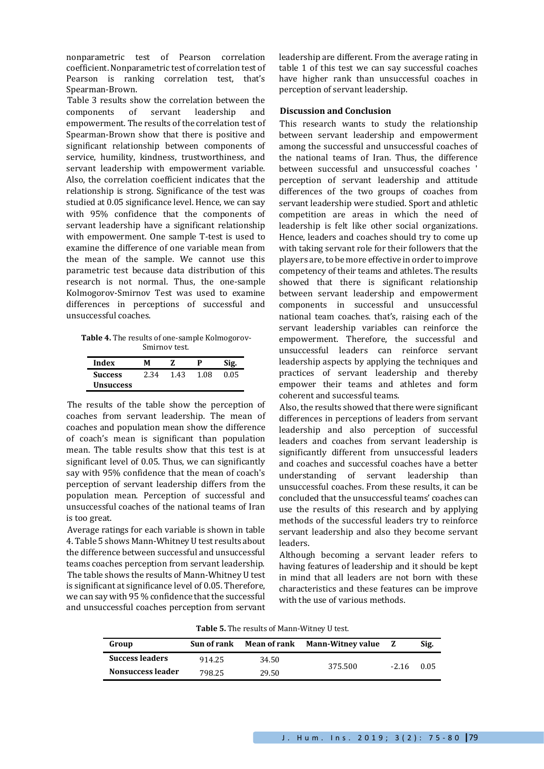nonparametric test of Pearson correlation coefficient. Nonparametric test of correlation test of Pearson is ranking correlation test, that's Spearman-Brown.

Table 3 results show the correlation between the components of servant leadership and empowerment. The results of the correlation test of Spearman-Brown show that there is positive and significant relationship between components of service, humility, kindness, trustworthiness, and servant leadership with empowerment variable. Also, the correlation coefficient indicates that the relationship is strong. Significance of the test was studied at 0.05 significance level. Hence, we can say with 95% confidence that the components of servant leadership have a significant relationship with empowerment. One sample T-test is used to examine the difference of one variable mean from the mean of the sample. We cannot use this parametric test because data distribution of this research is not normal. Thus, the one-sample Kolmogorov-Smirnov Test was used to examine differences in perceptions of successful and unsuccessful coaches.

**Table 4.** The results of one-sample Kolmogorov-Smirnov test.

| Index | M | Z | P | Sig. |
|---|---|---|---|---|
| Success Unsuccess | 2.34 | 1.43 | 1.08 | 0.05 |

The results of the table show the perception of coaches from servant leadership. The mean of coaches and population mean show the difference of coach's mean is significant than population mean. The table results show that this test is at significant level of 0.05. Thus, we can significantly say with 95% confidence that the mean of coach's perception of servant leadership differs from the population mean. Perception of successful and unsuccessful coaches of the national teams of Iran is too great.

Average ratings for each variable is shown in table 4. Table 5 shows Mann-Whitney U test results about the difference between successful and unsuccessful teams coaches perception from servant leadership. The table shows the results of Mann-Whitney U test is significant at significance level of 0.05. Therefore, we can say with 95 % confidence that the successful and unsuccessful coaches perception from servant leadership are different. From the average rating in table 1 of this test we can say successful coaches have higher rank than unsuccessful coaches in perception of servant leadership.

## Discussion and Conclusion

This research wants to study the relationship between servant leadership and empowerment among the successful and unsuccessful coaches of the national teams of Iran. Thus, the difference between successful and unsuccessful coaches ' perception of servant leadership and attitude differences of the two groups of coaches from servant leadership were studied. Sport and athletic competition are areas in which the need of leadership is felt like other social organizations. Hence, leaders and coaches should try to come up with taking servant role for their followers that the players are, to be more effective in order to improve competency of their teams and athletes. The results showed that there is significant relationship between servant leadership and empowerment components in successful and unsuccessful national team coaches. that's, raising each of the servant leadership variables can reinforce the empowerment. Therefore, the successful and unsuccessful leaders can reinforce servant leadership aspects by applying the techniques and practices of servant leadership and thereby empower their teams and athletes and form coherent and successful teams.

Also, the results showed that there were significant differences in perceptions of leaders from servant leadership and also perception of successful leaders and coaches from servant leadership is significantly different from unsuccessful leaders and coaches and successful coaches have a better understanding of servant leadership than unsuccessful coaches. From these results, it can be concluded that the unsuccessful teams' coaches can use the results of this research and by applying methods of the successful leaders try to reinforce servant leadership and also they become servant leaders.

Although becoming a servant leader refers to having features of leadership and it should be kept in mind that all leaders are not born with these characteristics and these features can be improve with the use of various methods.

**Table 5.** The results of Mann-Witney U test.

| Group | Sun of rank | Mean of rank | Mann-Witney value | Z | Sig. |
|---|---|---|---|---|---|
| Success leaders | 914.25 | 34.50 | 375.500 | -2.16 | 0.05 |
| Nonsuccess leader | 798.25 | 29.50 | | | |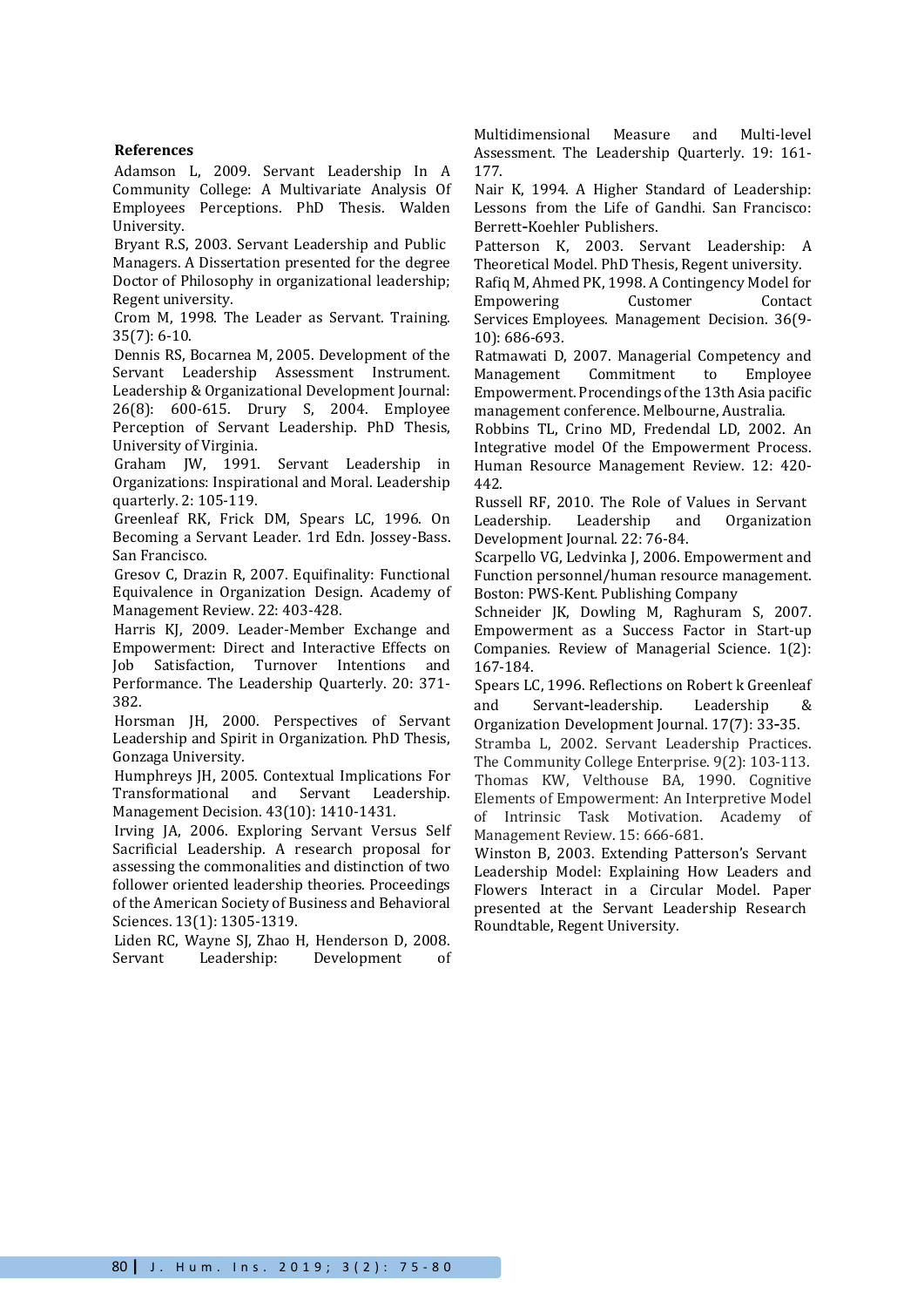**References**

Adamson L, 2009. Servant Leadership In A Community College: A Multivariate Analysis Of Employees Perceptions. PhD Thesis. Walden University.

Bryant R.S, 2003. Servant Leadership and Public Managers. A Dissertation presented for the degree Doctor of Philosophy in organizational leadership; Regent university.

Crom M, 1998. The Leader as Servant. Training. 35(7): 6-10.

Dennis RS, Bocarnea M, 2005. Development of the Servant Leadership Assessment Instrument. Leadership & Organizational Development Journal: 26(8): 600-615. Drury S, 2004. Employee Perception of Servant Leadership. PhD Thesis, University of Virginia.

Graham JW, 1991. Servant Leadership in Organizations: Inspirational and Moral. Leadership quarterly. 2: 105-119.

Greenleaf RK, Frick DM, Spears LC, 1996. On Becoming a Servant Leader. 1rd Edn. Jossey-Bass. San Francisco.

Gresov C, Drazin R, 2007. Equifinality: Functional Equivalence in Organization Design. Academy of Management Review. 22: 403-428.

Harris KJ, 2009. Leader-Member Exchange and Empowerment: Direct and Interactive Effects on Job Satisfaction, Turnover Intentions and Performance. The Leadership Quarterly. 20: 371-382.

Horsman JH, 2000. Perspectives of Servant Leadership and Spirit in Organization. PhD Thesis, Gonzaga University.

Humphreys JH, 2005. Contextual Implications For Transformational and Servant Leadership. Management Decision. 43(10): 1410-1431.

Irving JA, 2006. Exploring Servant Versus Self Sacrificial Leadership. A research proposal for assessing the commonalities and distinction of two follower oriented leadership theories. Proceedings of the American Society of Business and Behavioral Sciences. 13(1): 1305-1319.

Liden RC, Wayne SJ, Zhao H, Henderson D, 2008. Servant Leadership: Development of Multidimensional Measure and Multi-level Assessment. The Leadership Quarterly. 19: 161-177.

Nair K, 1994. A Higher Standard of Leadership: Lessons from the Life of Gandhi. San Francisco: Berrett-Koehler Publishers.

Patterson K, 2003. Servant Leadership: A Theoretical Model. PhD Thesis, Regent university.

Rafiq M, Ahmed PK, 1998. A Contingency Model for Empowering Customer Contact Services Employees. Management Decision. 36(9-10): 686-693.

Ratmawati D, 2007. Managerial Competency and Management Commitment to Employee Empowerment. Procendings of the 13th Asia pacific management conference. Melbourne, Australia.

Robbins TL, Crino MD, Fredendal LD, 2002. An Integrative model Of the Empowerment Process. Human Resource Management Review. 12: 420-442.

Russell RF, 2010. The Role of Values in Servant Leadership. Leadership and Organization Development Journal. 22: 76-84.

Scarpello VG, Ledvinka J, 2006. Empowerment and Function personnel/human resource management. Boston: PWS-Kent. Publishing Company

Schneider JK, Dowling M, Raghuram S, 2007. Empowerment as a Success Factor in Start-up Companies. Review of Managerial Science. 1(2): 167-184.

Spears LC, 1996. Reflections on Robert k Greenleaf and Servant-leadership. Leadership & Organization Development Journal. 17(7): 33-35.

Stramba L, 2002. Servant Leadership Practices. The Community College Enterprise. 9(2): 103-113.

Thomas KW, Velthouse BA, 1990. Cognitive Elements of Empowerment: An Interpretive Model of Intrinsic Task Motivation. Academy of Management Review. 15: 666-681.

Winston B, 2003. Extending Patterson's Servant Leadership Model: Explaining How Leaders and Flowers Interact in a Circular Model. Paper presented at the Servant Leadership Research Roundtable, Regent University.